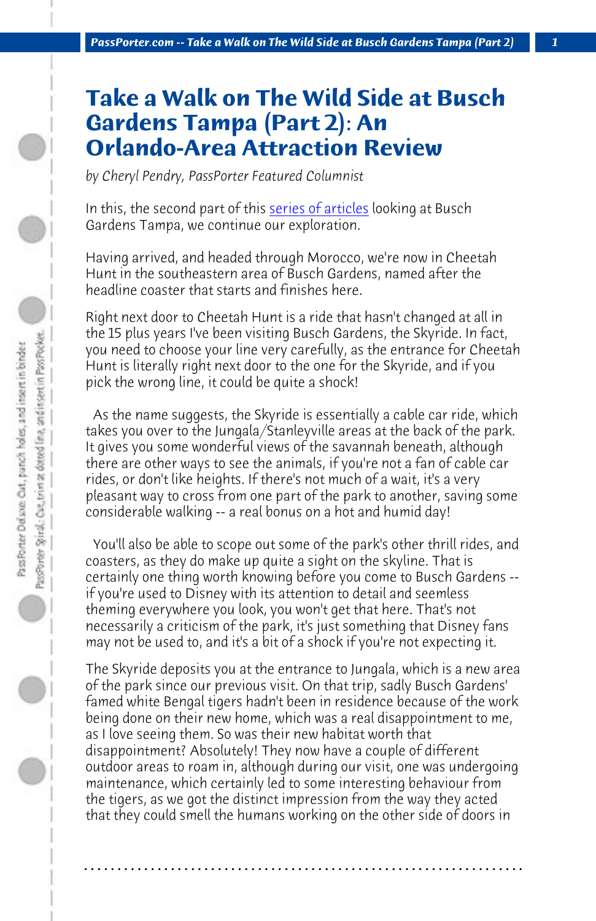# Take a Walk on The Wild Side at Busch Gardens Tampa (Part 2): An Orlando-Area Attraction Review

*by Cheryl Pendry, PassPorter Featured Columnist*

In this, the second part of this series of articles looking at Busch Gardens Tampa, we continue our exploration.

Having arrived, and headed through Morocco, we're now in Cheetah Hunt in the southeastern area of Busch Gardens, named after the headline coaster that starts and finishes here.

Right next door to Cheetah Hunt is a ride that hasn't changed at all in the 15 plus years I've been visiting Busch Gardens, the Skyride. In fact, you need to choose your line very carefully, as the entrance for Cheetah Hunt is literally right next door to the one for the Skyride, and if you pick the wrong line, it could be quite a shock!

As the name suggests, the Skyride is essentially a cable car ride, which takes you over to the Jungala/Stanleyville areas at the back of the park. It gives you some wonderful views of the savannah beneath, although there are other ways to see the animals, if you're not a fan of cable car rides, or don't like heights. If there's not much of a wait, it's a very pleasant way to cross from one part of the park to another, saving some considerable walking -- a real bonus on a hot and humid day!

You'll also be able to scope out some of the park's other thrill rides, and coasters, as they do make up quite a sight on the skyline. That is certainly one thing worth knowing before you come to Busch Gardens -- if you're used to Disney with its attention to detail and seemless theming everywhere you look, you won't get that here. That's not necessarily a criticism of the park, it's just something that Disney fans may not be used to, and it's a bit of a shock if you're not expecting it.

The Skyride deposits you at the entrance to Jungala, which is a new area of the park since our previous visit. On that trip, sadly Busch Gardens' famed white Bengal tigers hadn't been in residence because of the work being done on their new home, which was a real disappointment to me, as I love seeing them. So was their new habitat worth that disappointment? Absolutely! They now have a couple of different outdoor areas to roam in, although during our visit, one was undergoing maintenance, which certainly led to some interesting behaviour from the tigers, as we got the distinct impression from the way they acted that they could smell the humans working on the other side of doors in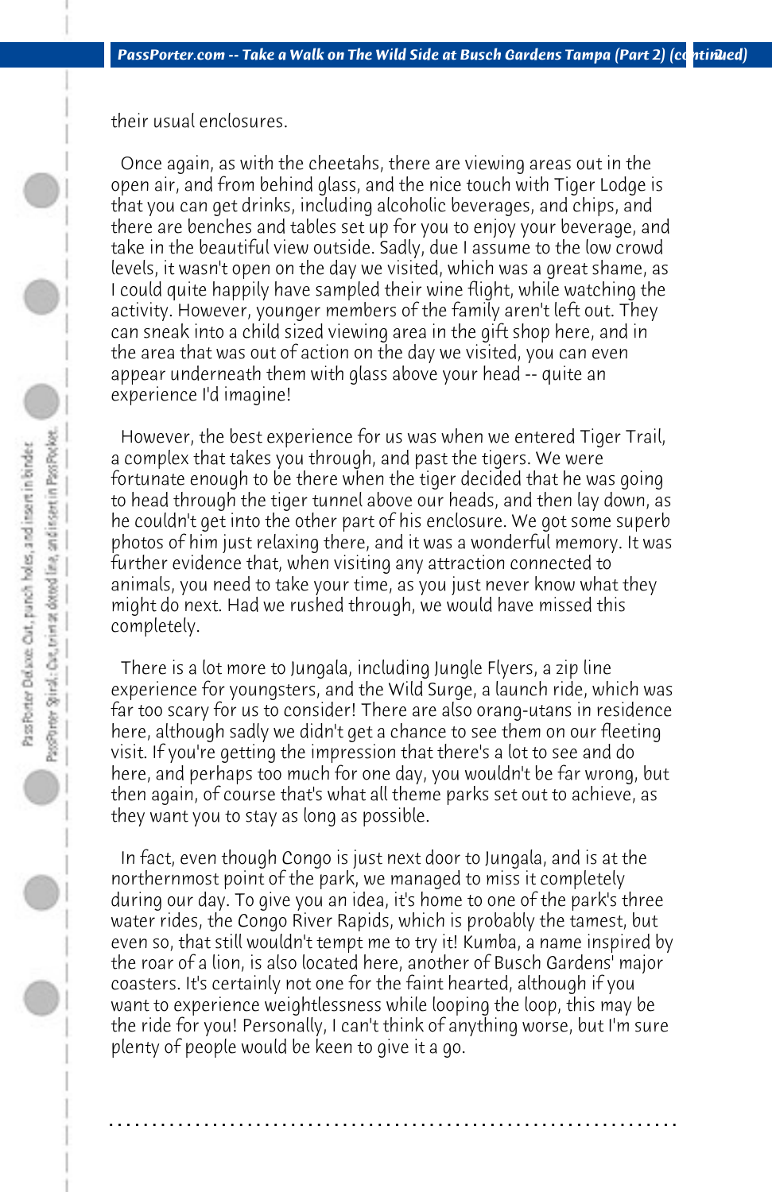their usual enclosures.

Once again, as with the cheetahs, there are viewing areas out in the open air, and from behind glass, and the nice touch with Tiger Lodge is that you can get drinks, including alcoholic beverages, and chips, and there are benches and tables set up for you to enjoy your beverage, and take in the beautiful view outside. Sadly, due I assume to the low crowd levels, it wasn't open on the day we visited, which was a great shame, as I could quite happily have sampled their wine flight, while watching the activity. However, younger members of the family aren't left out. They can sneak into a child sized viewing area in the gift shop here, and in the area that was out of action on the day we visited, you can even appear underneath them with glass above your head -- quite an experience I'd imagine!

However, the best experience for us was when we entered Tiger Trail, a complex that takes you through, and past the tigers. We were fortunate enough to be there when the tiger decided that he was going to head through the tiger tunnel above our heads, and then lay down, as he couldn't get into the other part of his enclosure. We got some superb photos of him just relaxing there, and it was a wonderful memory. It was further evidence that, when visiting any attraction connected to animals, you need to take your time, as you just never know what they might do next. Had we rushed through, we would have missed this completely.

There is a lot more to Jungala, including Jungle Flyers, a zip line experience for youngsters, and the Wild Surge, a launch ride, which was far too scary for us to consider! There are also orang-utans in residence here, although sadly we didn't get a chance to see them on our fleeting visit. If you're getting the impression that there's a lot to see and do here, and perhaps too much for one day, you wouldn't be far wrong, but then again, of course that's what all theme parks set out to achieve, as they want you to stay as long as possible.

In fact, even though Congo is just next door to Jungala, and is at the northernmost point of the park, we managed to miss it completely during our day. To give you an idea, it's home to one of the park's three water rides, the Congo River Rapids, which is probably the tamest, but even so, that still wouldn't tempt me to try it! Kumba, a name inspired by the roar of a lion, is also located here, another of Busch Gardens' major coasters. It's certainly not one for the faint hearted, although if you want to experience weightlessness while looping the loop, this may be the ride for you! Personally, I can't think of anything worse, but I'm sure plenty of people would be keen to give it a go.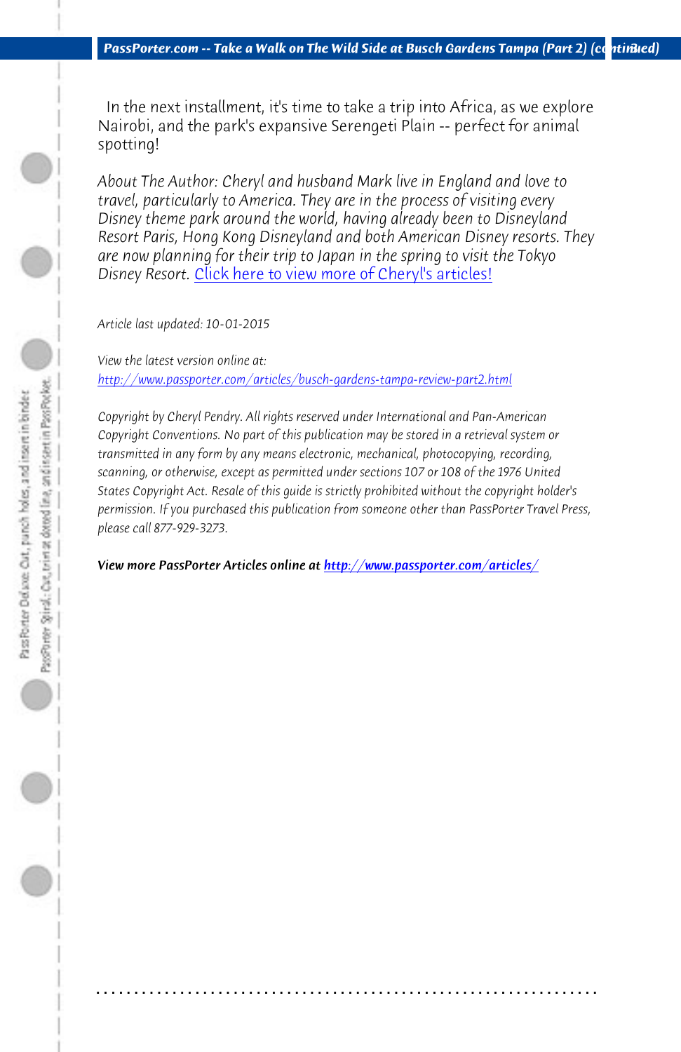In the next installment, it's time to take a trip into Africa, as we explore Nairobi, and the park's expansive Serengeti Plain -- perfect for animal spotting!

*About The Author: Cheryl and husband Mark live in England and love to travel, particularly to America. They are in the process of visiting every Disney theme park around the world, having already been to Disneyland Resort Paris, Hong Kong Disneyland and both American Disney resorts. They are now planning for their trip to Japan in the spring to visit the Tokyo Disney Resort.* [Click here to view more of Cheryl's articles!](#)

*Article last updated: 10-01-2015*

*View the latest version online at:*
*[http://www.passporter.com/articles/busch-gardens-tampa-review-part2.html](http://www.passporter.com/articles/busch-gardens-tampa-review-part2.html)*

*Copyright by Cheryl Pendry. All rights reserved under International and Pan-American Copyright Conventions. No part of this publication may be stored in a retrieval system or transmitted in any form by any means electronic, mechanical, photocopying, recording, scanning, or otherwise, except as permitted under sections 107 or 108 of the 1976 United States Copyright Act. Resale of this guide is strictly prohibited without the copyright holder's permission. If you purchased this publication from someone other than PassPorter Travel Press, please call 877-929-3273.*

***View more PassPorter Articles online at [http://www.passporter.com/articles/](http://www.passporter.com/articles/)***